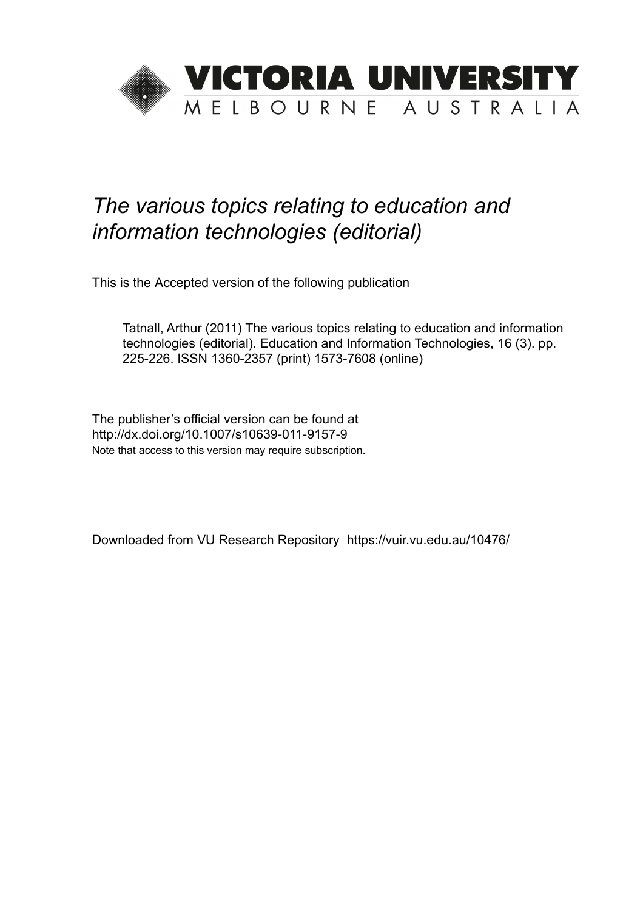# VICTORIA UNIVERSITY

MELBOURNE AUSTRALIA

*The various topics relating to education and information technologies (editorial)*

This is the Accepted version of the following publication

Tatnall, Arthur (2011) The various topics relating to education and information technologies (editorial). Education and Information Technologies, 16 (3). pp. 225-226. ISSN 1360-2357 (print) 1573-7608 (online)

The publisher's official version can be found at
http://dx.doi.org/10.1007/s10639-011-9157-9
Note that access to this version may require subscription.

Downloaded from VU Research Repository https://vuir.vu.edu.au/10476/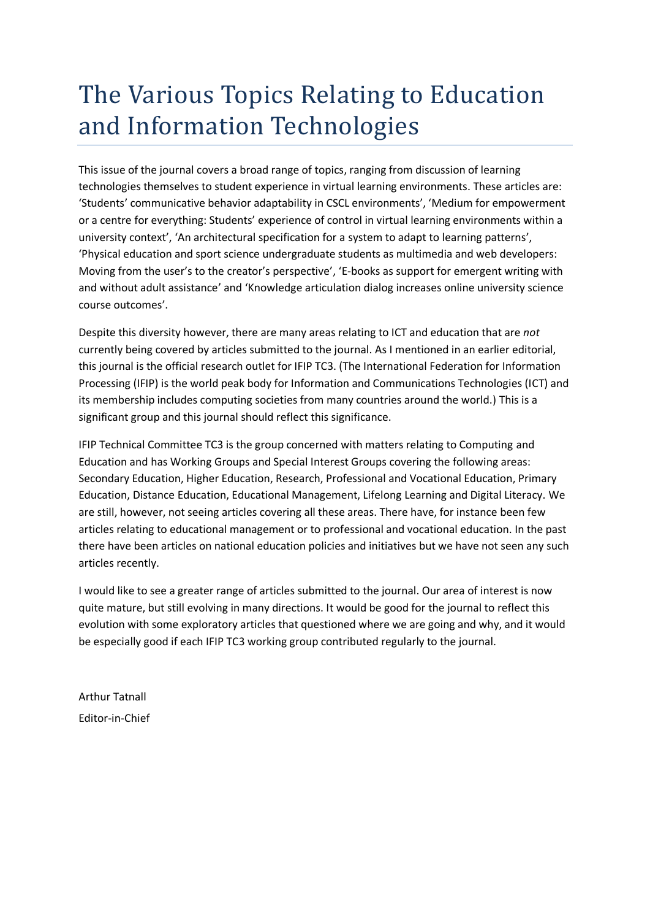# The Various Topics Relating to Education and Information Technologies

This issue of the journal covers a broad range of topics, ranging from discussion of learning technologies themselves to student experience in virtual learning environments. These articles are: 'Students' communicative behavior adaptability in CSCL environments', 'Medium for empowerment or a centre for everything: Students' experience of control in virtual learning environments within a university context', 'An architectural specification for a system to adapt to learning patterns', 'Physical education and sport science undergraduate students as multimedia and web developers: Moving from the user's to the creator's perspective', 'E-books as support for emergent writing with and without adult assistance' and 'Knowledge articulation dialog increases online university science course outcomes'.

Despite this diversity however, there are many areas relating to ICT and education that are *not* currently being covered by articles submitted to the journal. As I mentioned in an earlier editorial, this journal is the official research outlet for IFIP TC3. (The International Federation for Information Processing (IFIP) is the world peak body for Information and Communications Technologies (ICT) and its membership includes computing societies from many countries around the world.) This is a significant group and this journal should reflect this significance.

IFIP Technical Committee TC3 is the group concerned with matters relating to Computing and Education and has Working Groups and Special Interest Groups covering the following areas: Secondary Education, Higher Education, Research, Professional and Vocational Education, Primary Education, Distance Education, Educational Management, Lifelong Learning and Digital Literacy. We are still, however, not seeing articles covering all these areas. There have, for instance been few articles relating to educational management or to professional and vocational education. In the past there have been articles on national education policies and initiatives but we have not seen any such articles recently.

I would like to see a greater range of articles submitted to the journal. Our area of interest is now quite mature, but still evolving in many directions. It would be good for the journal to reflect this evolution with some exploratory articles that questioned where we are going and why, and it would be especially good if each IFIP TC3 working group contributed regularly to the journal.

Arthur Tatnall

Editor-in-Chief